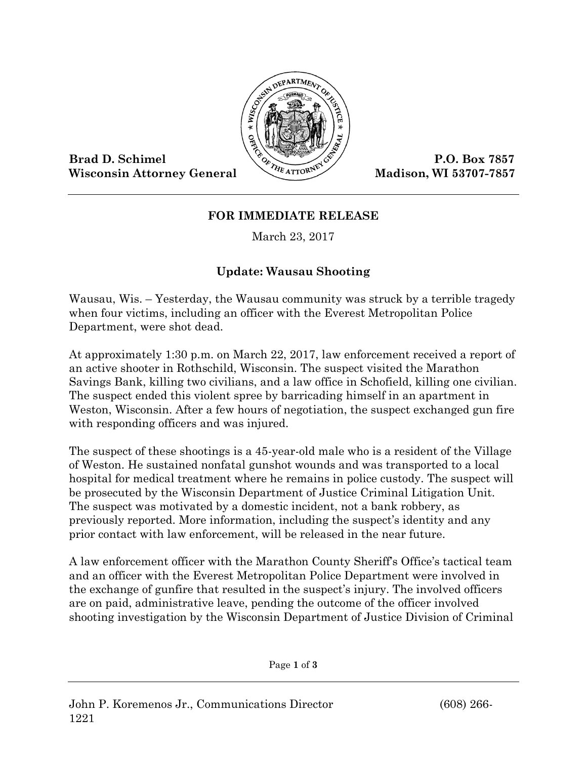**Brad D. Schimel**
**Wisconsin Attorney General**

**P.O. Box 7857**
**Madison, WI 53707-7857**

**FOR IMMEDIATE RELEASE**

March 23, 2017

## Update: Wausau Shooting

Wausau, Wis. – Yesterday, the Wausau community was struck by a terrible tragedy when four victims, including an officer with the Everest Metropolitan Police Department, were shot dead.

At approximately 1:30 p.m. on March 22, 2017, law enforcement received a report of an active shooter in Rothschild, Wisconsin. The suspect visited the Marathon Savings Bank, killing two civilians, and a law office in Schofield, killing one civilian. The suspect ended this violent spree by barricading himself in an apartment in Weston, Wisconsin. After a few hours of negotiation, the suspect exchanged gun fire with responding officers and was injured.

The suspect of these shootings is a 45-year-old male who is a resident of the Village of Weston. He sustained nonfatal gunshot wounds and was transported to a local hospital for medical treatment where he remains in police custody. The suspect will be prosecuted by the Wisconsin Department of Justice Criminal Litigation Unit. The suspect was motivated by a domestic incident, not a bank robbery, as previously reported. More information, including the suspect's identity and any prior contact with law enforcement, will be released in the near future.

A law enforcement officer with the Marathon County Sheriff's Office's tactical team and an officer with the Everest Metropolitan Police Department were involved in the exchange of gunfire that resulted in the suspect's injury. The involved officers are on paid, administrative leave, pending the outcome of the officer involved shooting investigation by the Wisconsin Department of Justice Division of Criminal

John P. Koremenos Jr., Communications Director (608) 266-1221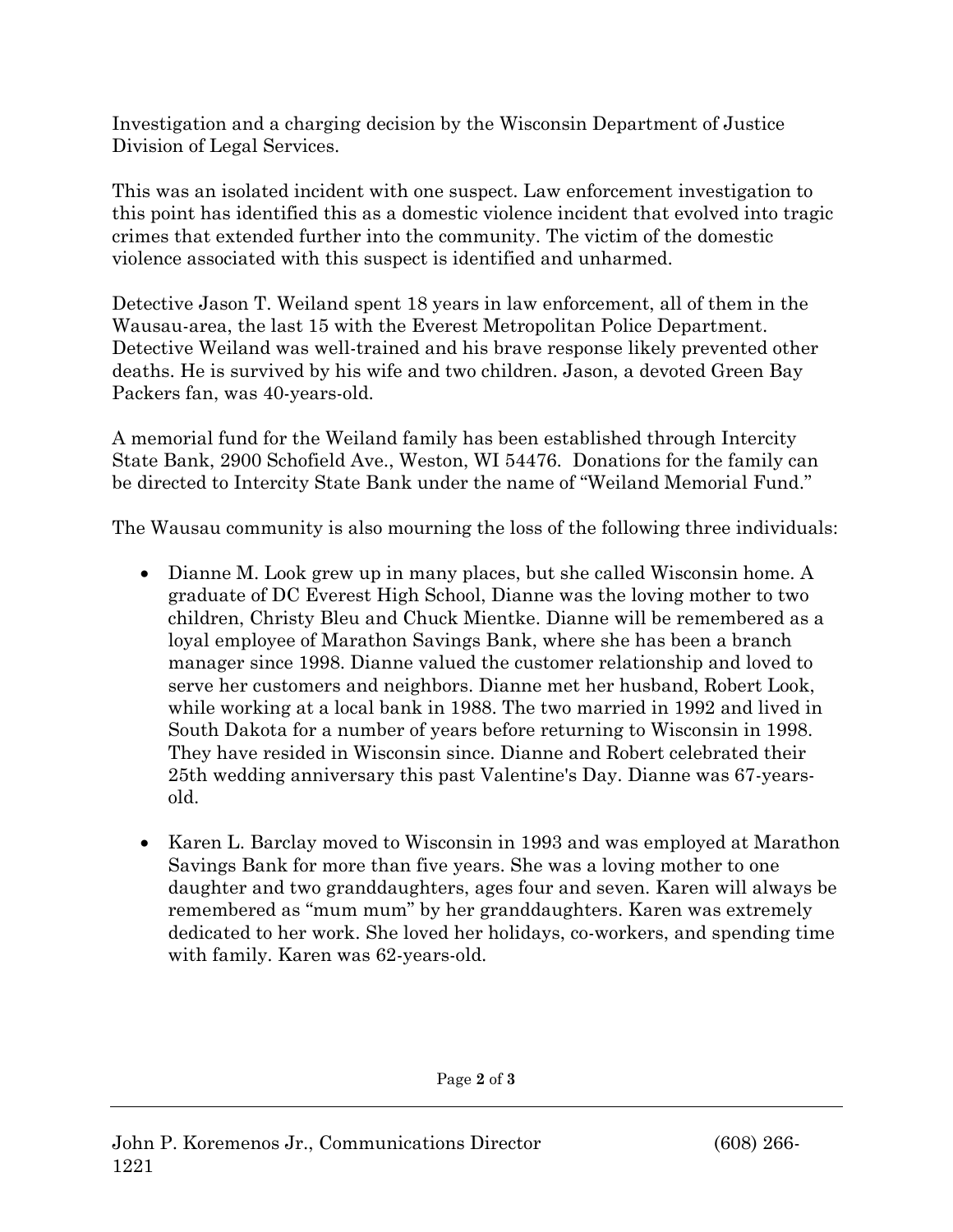Investigation and a charging decision by the Wisconsin Department of Justice Division of Legal Services.

This was an isolated incident with one suspect. Law enforcement investigation to this point has identified this as a domestic violence incident that evolved into tragic crimes that extended further into the community. The victim of the domestic violence associated with this suspect is identified and unharmed.

Detective Jason T. Weiland spent 18 years in law enforcement, all of them in the Wausau-area, the last 15 with the Everest Metropolitan Police Department. Detective Weiland was well-trained and his brave response likely prevented other deaths. He is survived by his wife and two children. Jason, a devoted Green Bay Packers fan, was 40-years-old.

A memorial fund for the Weiland family has been established through Intercity State Bank, 2900 Schofield Ave., Weston, WI 54476. Donations for the family can be directed to Intercity State Bank under the name of "Weiland Memorial Fund."

The Wausau community is also mourning the loss of the following three individuals:

- Dianne M. Look grew up in many places, but she called Wisconsin home. A graduate of DC Everest High School, Dianne was the loving mother to two children, Christy Bleu and Chuck Mientke. Dianne will be remembered as a loyal employee of Marathon Savings Bank, where she has been a branch manager since 1998. Dianne valued the customer relationship and loved to serve her customers and neighbors. Dianne met her husband, Robert Look, while working at a local bank in 1988. The two married in 1992 and lived in South Dakota for a number of years before returning to Wisconsin in 1998. They have resided in Wisconsin since. Dianne and Robert celebrated their 25th wedding anniversary this past Valentine's Day. Dianne was 67-years-old.

- Karen L. Barclay moved to Wisconsin in 1993 and was employed at Marathon Savings Bank for more than five years. She was a loving mother to one daughter and two granddaughters, ages four and seven. Karen will always be remembered as "mum mum" by her granddaughters. Karen was extremely dedicated to her work. She loved her holidays, co-workers, and spending time with family. Karen was 62-years-old.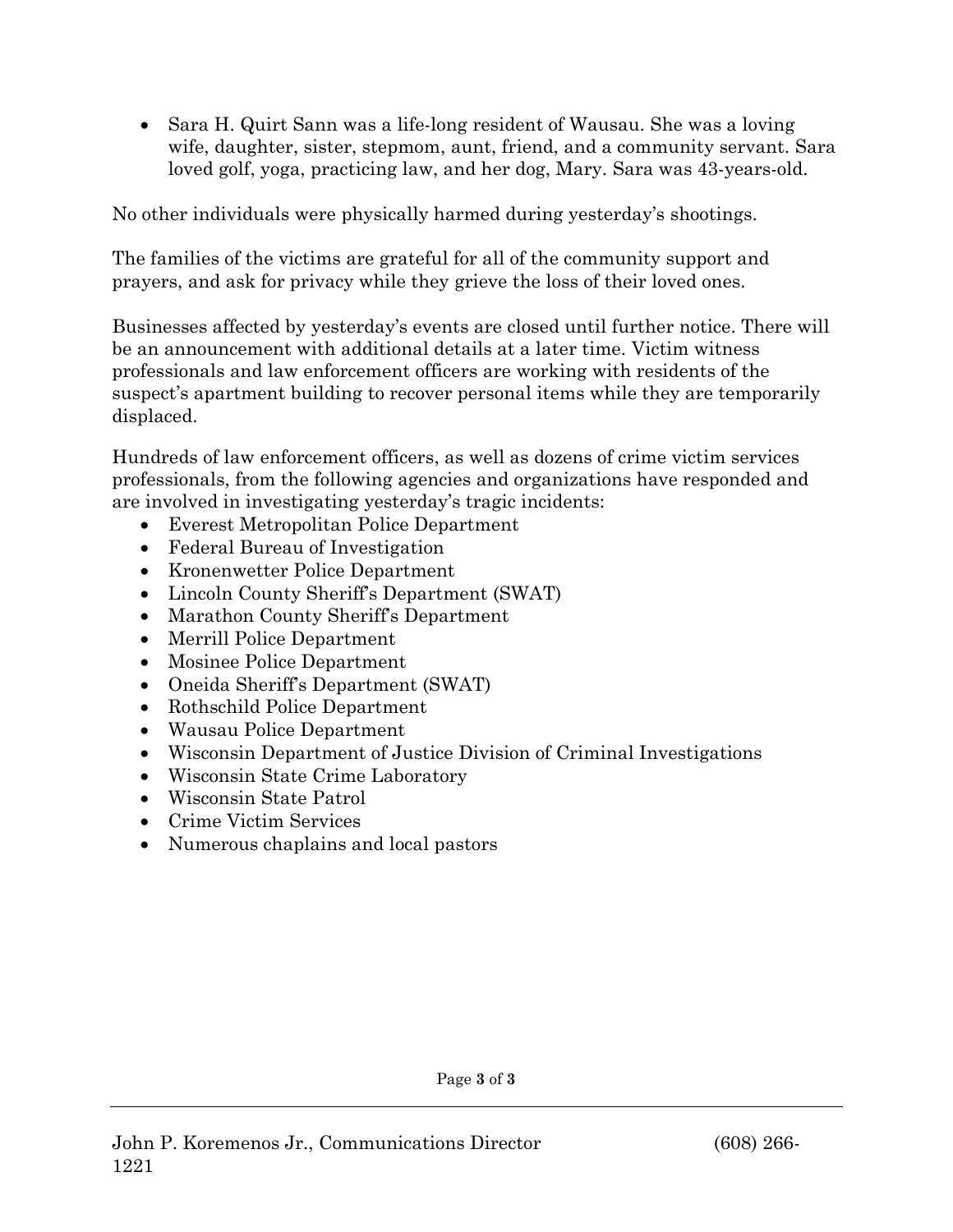- Sara H. Quirt Sann was a life-long resident of Wausau. She was a loving wife, daughter, sister, stepmom, aunt, friend, and a community servant. Sara loved golf, yoga, practicing law, and her dog, Mary. Sara was 43-years-old.

No other individuals were physically harmed during yesterday's shootings.

The families of the victims are grateful for all of the community support and prayers, and ask for privacy while they grieve the loss of their loved ones.

Businesses affected by yesterday's events are closed until further notice. There will be an announcement with additional details at a later time. Victim witness professionals and law enforcement officers are working with residents of the suspect's apartment building to recover personal items while they are temporarily displaced.

Hundreds of law enforcement officers, as well as dozens of crime victim services professionals, from the following agencies and organizations have responded and are involved in investigating yesterday's tragic incidents:

- Everest Metropolitan Police Department
- Federal Bureau of Investigation
- Kronenwetter Police Department
- Lincoln County Sheriff's Department (SWAT)
- Marathon County Sheriff's Department
- Merrill Police Department
- Mosinee Police Department
- Oneida Sheriff's Department (SWAT)
- Rothschild Police Department
- Wausau Police Department
- Wisconsin Department of Justice Division of Criminal Investigations
- Wisconsin State Crime Laboratory
- Wisconsin State Patrol
- Crime Victim Services
- Numerous chaplains and local pastors